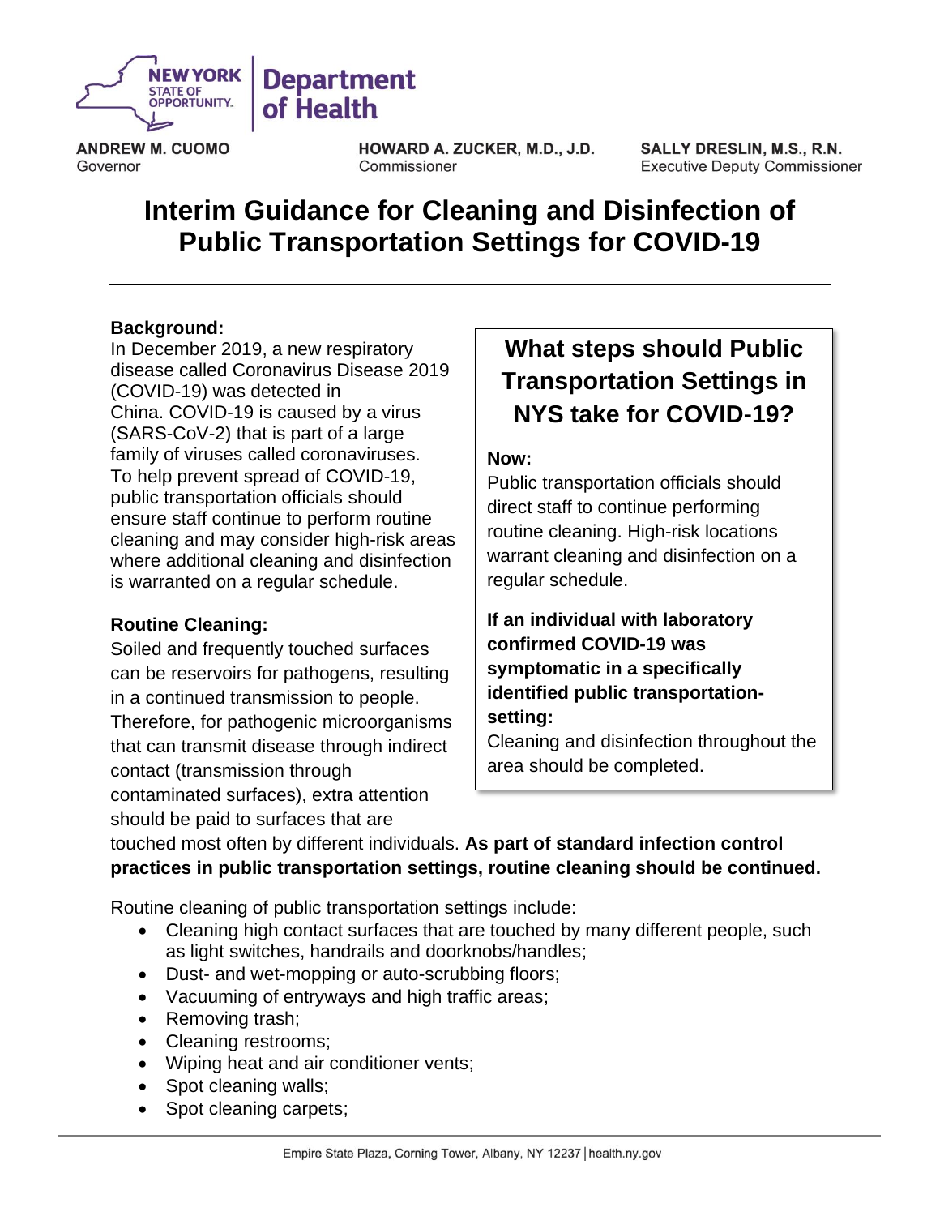NEW YORK STATE OF OPPORTUNITY. | Department of Health

**ANDREW M. CUOMO**
Governor

**HOWARD A. ZUCKER, M.D., J.D.**
Commissioner

**SALLY DRESLIN, M.S., R.N.**
Executive Deputy Commissioner

# Interim Guidance for Cleaning and Disinfection of Public Transportation Settings for COVID-19

**Background:**
In December 2019, a new respiratory disease called Coronavirus Disease 2019 (COVID-19) was detected in China. COVID-19 is caused by a virus (SARS-CoV-2) that is part of a large family of viruses called coronaviruses. To help prevent spread of COVID-19, public transportation officials should ensure staff continue to perform routine cleaning and may consider high-risk areas where additional cleaning and disinfection is warranted on a regular schedule.

## What steps should Public Transportation Settings in NYS take for COVID-19?

**Now:**
Public transportation officials should direct staff to continue performing routine cleaning. High-risk locations warrant cleaning and disinfection on a regular schedule.

**If an individual with laboratory confirmed COVID-19 was symptomatic in a specifically identified public transportation-setting:**
Cleaning and disinfection throughout the area should be completed.

**Routine Cleaning:**
Soiled and frequently touched surfaces can be reservoirs for pathogens, resulting in a continued transmission to people. Therefore, for pathogenic microorganisms that can transmit disease through indirect contact (transmission through contaminated surfaces), extra attention should be paid to surfaces that are touched most often by different individuals. **As part of standard infection control practices in public transportation settings, routine cleaning should be continued.**

Routine cleaning of public transportation settings include:

- Cleaning high contact surfaces that are touched by many different people, such as light switches, handrails and doorknobs/handles;
- Dust- and wet-mopping or auto-scrubbing floors;
- Vacuuming of entryways and high traffic areas;
- Removing trash;
- Cleaning restrooms;
- Wiping heat and air conditioner vents;
- Spot cleaning walls;
- Spot cleaning carpets;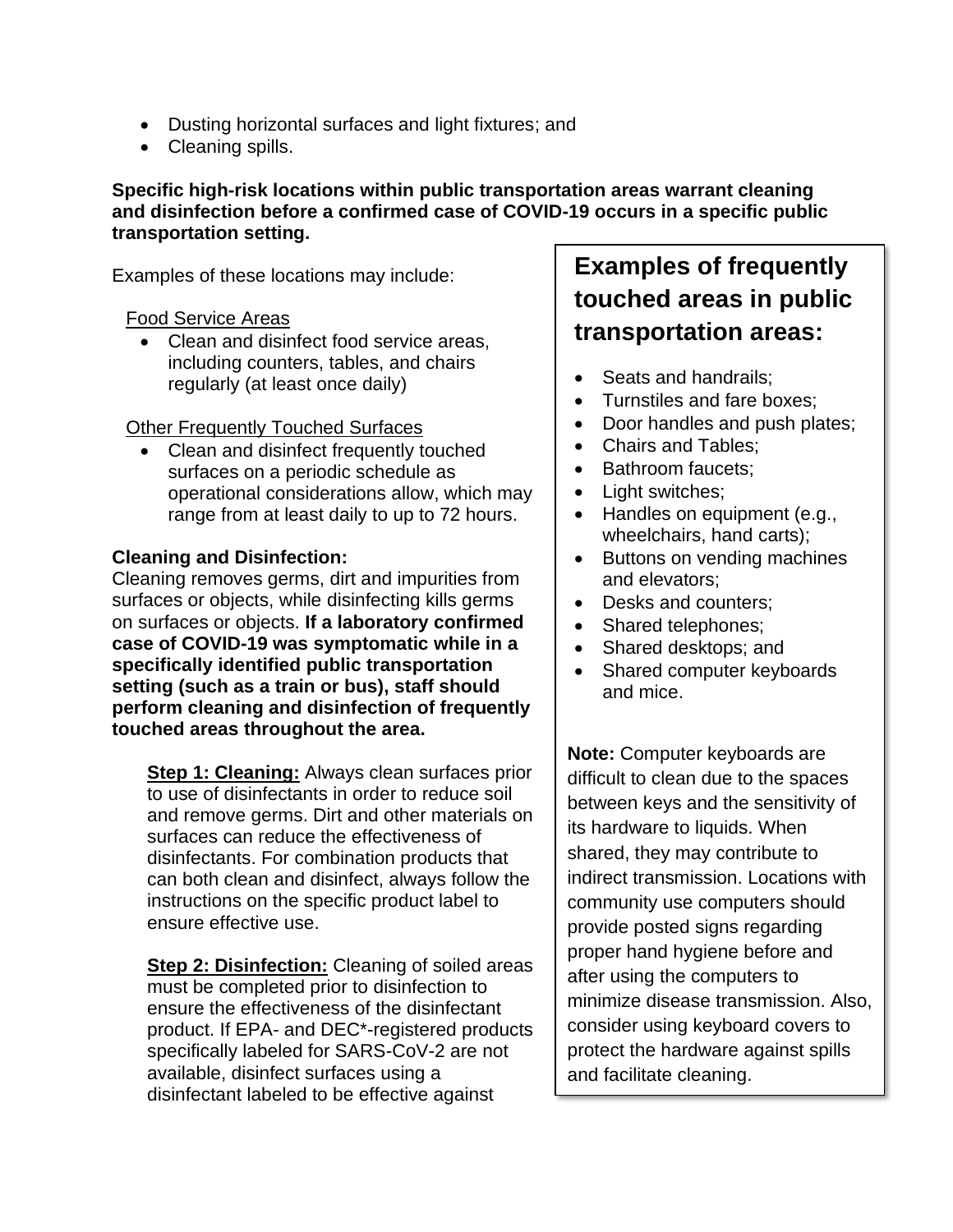- Dusting horizontal surfaces and light fixtures; and
- Cleaning spills.

**Specific high-risk locations within public transportation areas warrant cleaning and disinfection before a confirmed case of COVID-19 occurs in a specific public transportation setting.**

Examples of these locations may include:

Food Service Areas

- Clean and disinfect food service areas, including counters, tables, and chairs regularly (at least once daily)

Other Frequently Touched Surfaces

- Clean and disinfect frequently touched surfaces on a periodic schedule as operational considerations allow, which may range from at least daily to up to 72 hours.

**Cleaning and Disinfection:**
Cleaning removes germs, dirt and impurities from surfaces or objects, while disinfecting kills germs on surfaces or objects. **If a laboratory confirmed case of COVID-19 was symptomatic while in a specifically identified public transportation setting (such as a train or bus), staff should perform cleaning and disinfection of frequently touched areas throughout the area.**

**Step 1: Cleaning:** Always clean surfaces prior to use of disinfectants in order to reduce soil and remove germs. Dirt and other materials on surfaces can reduce the effectiveness of disinfectants. For combination products that can both clean and disinfect, always follow the instructions on the specific product label to ensure effective use.

**Step 2: Disinfection:** Cleaning of soiled areas must be completed prior to disinfection to ensure the effectiveness of the disinfectant product. If EPA- and DEC*-registered products specifically labeled for SARS-CoV-2 are not available, disinfect surfaces using a disinfectant labeled to be effective against

## Examples of frequently touched areas in public transportation areas:

- Seats and handrails;
- Turnstiles and fare boxes;
- Door handles and push plates;
- Chairs and Tables;
- Bathroom faucets;
- Light switches;
- Handles on equipment (e.g., wheelchairs, hand carts);
- Buttons on vending machines and elevators;
- Desks and counters;
- Shared telephones;
- Shared desktops; and
- Shared computer keyboards and mice.

**Note:** Computer keyboards are difficult to clean due to the spaces between keys and the sensitivity of its hardware to liquids. When shared, they may contribute to indirect transmission. Locations with community use computers should provide posted signs regarding proper hand hygiene before and after using the computers to minimize disease transmission. Also, consider using keyboard covers to protect the hardware against spills and facilitate cleaning.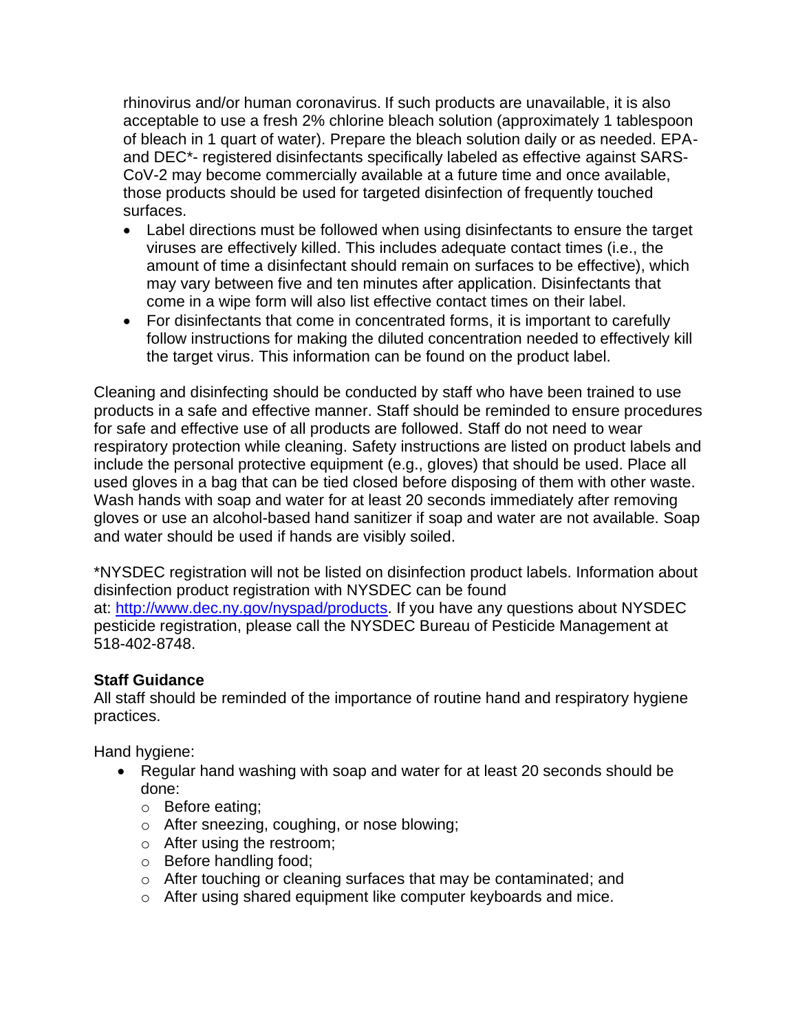rhinovirus and/or human coronavirus. If such products are unavailable, it is also acceptable to use a fresh 2% chlorine bleach solution (approximately 1 tablespoon of bleach in 1 quart of water). Prepare the bleach solution daily or as needed. EPA- and DEC*- registered disinfectants specifically labeled as effective against SARS-CoV-2 may become commercially available at a future time and once available, those products should be used for targeted disinfection of frequently touched surfaces.

- Label directions must be followed when using disinfectants to ensure the target viruses are effectively killed. This includes adequate contact times (i.e., the amount of time a disinfectant should remain on surfaces to be effective), which may vary between five and ten minutes after application. Disinfectants that come in a wipe form will also list effective contact times on their label.
- For disinfectants that come in concentrated forms, it is important to carefully follow instructions for making the diluted concentration needed to effectively kill the target virus. This information can be found on the product label.

Cleaning and disinfecting should be conducted by staff who have been trained to use products in a safe and effective manner. Staff should be reminded to ensure procedures for safe and effective use of all products are followed. Staff do not need to wear respiratory protection while cleaning. Safety instructions are listed on product labels and include the personal protective equipment (e.g., gloves) that should be used. Place all used gloves in a bag that can be tied closed before disposing of them with other waste. Wash hands with soap and water for at least 20 seconds immediately after removing gloves or use an alcohol-based hand sanitizer if soap and water are not available. Soap and water should be used if hands are visibly soiled.

*NYSDEC registration will not be listed on disinfection product labels. Information about disinfection product registration with NYSDEC can be found at: [http://www.dec.ny.gov/nyspad/products](http://www.dec.ny.gov/nyspad/products). If you have any questions about NYSDEC pesticide registration, please call the NYSDEC Bureau of Pesticide Management at 518-402-8748.

**Staff Guidance**

All staff should be reminded of the importance of routine hand and respiratory hygiene practices.

Hand hygiene:

- Regular hand washing with soap and water for at least 20 seconds should be done:
  - Before eating;
  - After sneezing, coughing, or nose blowing;
  - After using the restroom;
  - Before handling food;
  - After touching or cleaning surfaces that may be contaminated; and
  - After using shared equipment like computer keyboards and mice.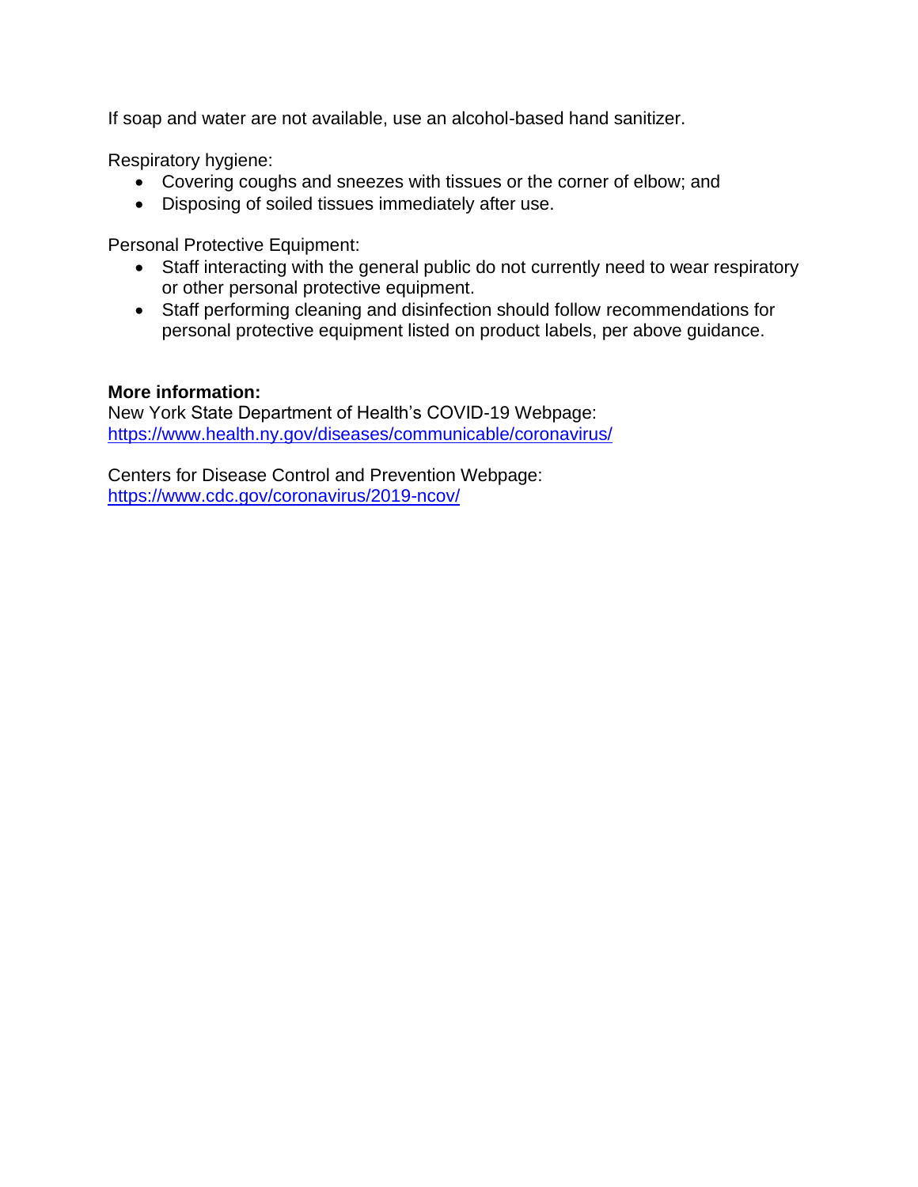If soap and water are not available, use an alcohol-based hand sanitizer.

Respiratory hygiene:

- Covering coughs and sneezes with tissues or the corner of elbow; and
- Disposing of soiled tissues immediately after use.

Personal Protective Equipment:

- Staff interacting with the general public do not currently need to wear respiratory or other personal protective equipment.
- Staff performing cleaning and disinfection should follow recommendations for personal protective equipment listed on product labels, per above guidance.

**More information:**
New York State Department of Health's COVID-19 Webpage:
https://www.health.ny.gov/diseases/communicable/coronavirus/

Centers for Disease Control and Prevention Webpage:
https://www.cdc.gov/coronavirus/2019-ncov/